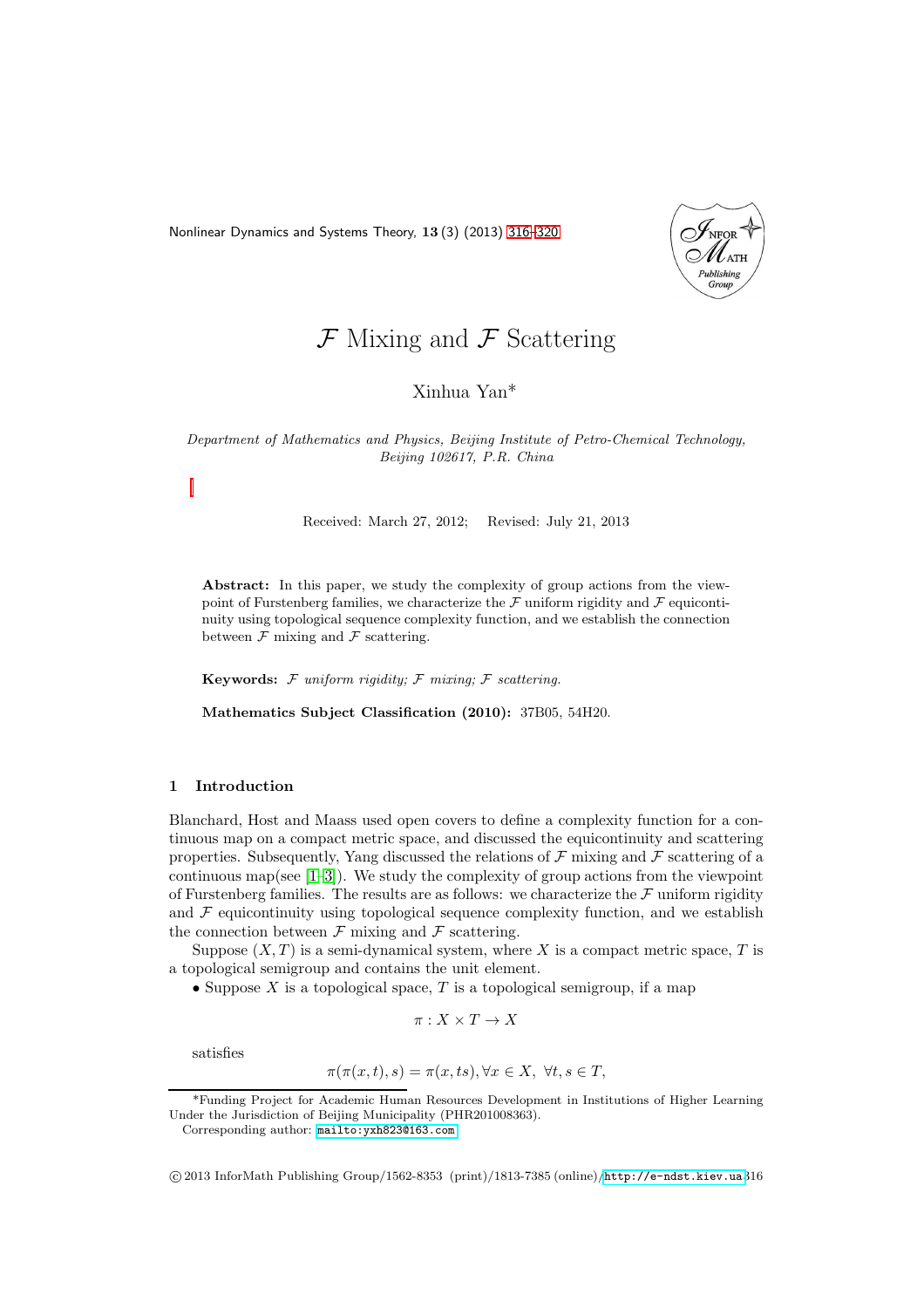# $\mathcal{F}$ Mixing and $\mathcal{F}$ Scattering

Xinhua Yan*

*Department of Mathematics and Physics, Beijing Institute of Petro-Chemical Technology, Beijing 102617, P.R. China*

Received: March 27, 2012; Revised: July 21, 2013

**Abstract:** In this paper, we study the complexity of group actions from the viewpoint of Furstenberg families, we characterize the $\mathcal{F}$ uniform rigidity and $\mathcal{F}$ equicontinuity using topological sequence complexity function, and we establish the connection between $\mathcal{F}$ mixing and $\mathcal{F}$ scattering.

**Keywords:** *$\mathcal{F}$ uniform rigidity; $\mathcal{F}$ mixing; $\mathcal{F}$ scattering.*

**Mathematics Subject Classification (2010):** 37B05, 54H20.

## 1 Introduction

Blanchard, Host and Maass used open covers to define a complexity function for a continuous map on a compact metric space, and discussed the equicontinuity and scattering properties. Subsequently, Yang discussed the relations of $\mathcal{F}$ mixing and $\mathcal{F}$ scattering of a continuous map(see [1–3]). We study the complexity of group actions from the viewpoint of Furstenberg families. The results are as follows: we characterize the $\mathcal{F}$ uniform rigidity and $\mathcal{F}$ equicontinuity using topological sequence complexity function, and we establish the connection between $\mathcal{F}$ mixing and $\mathcal{F}$ scattering.

Suppose $(X, T)$ is a semi-dynamical system, where $X$ is a compact metric space, $T$ is a topological semigroup and contains the unit element.

• Suppose $X$ is a topological space, $T$ is a topological semigroup, if a map

$$\pi : X \times T \to X$$

satisfies

$$\pi(\pi(x, t), s) = \pi(x, ts), \forall x \in X, \ \forall t, s \in T,$$

*Funding Project for Academic Human Resources Development in Institutions of Higher Learning Under the Jurisdiction of Beijing Municipality (PHR201008363).

Corresponding author: mailto:yxh823@163.com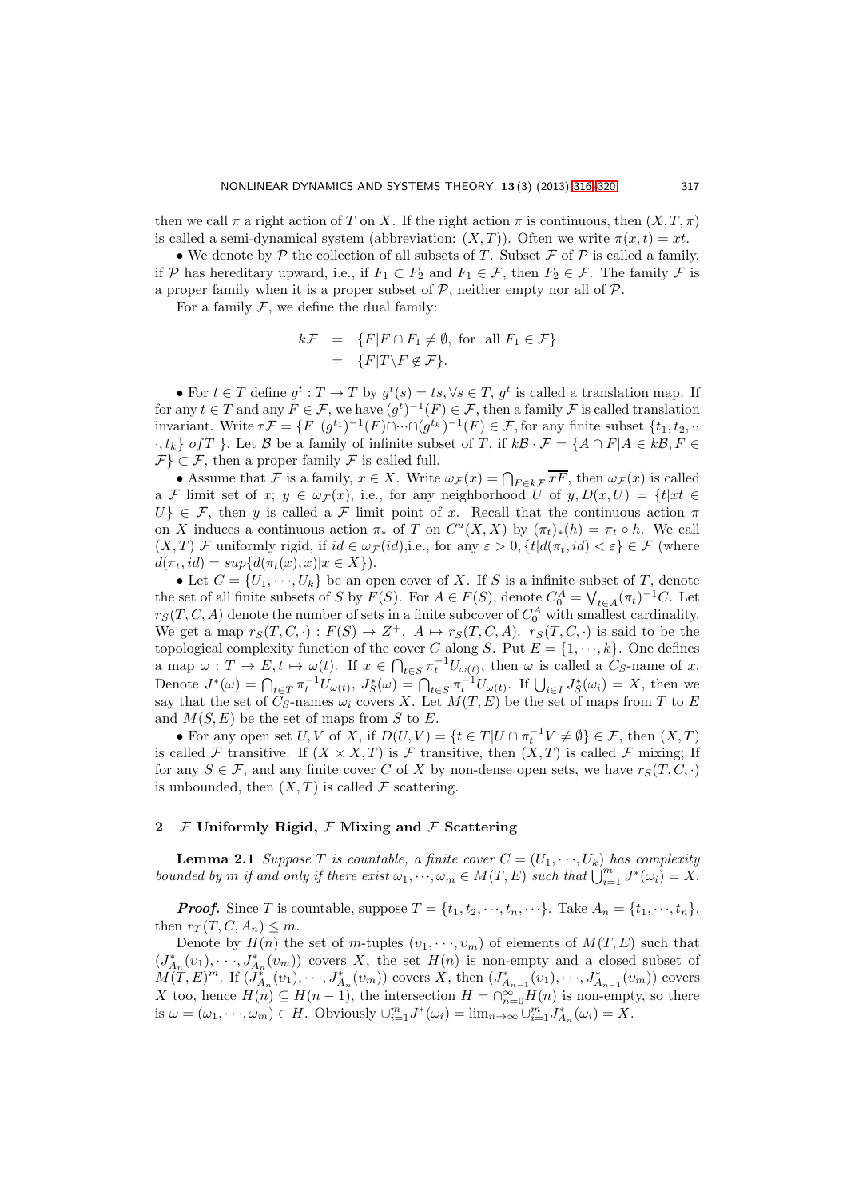then we call $\pi$ a right action of $T$ on $X$. If the right action $\pi$ is continuous, then $(X, T, \pi)$ is called a semi-dynamical system (abbreviation: $(X, T)$). Often we write $\pi(x, t) = xt$.

• We denote by $\mathcal{P}$ the collection of all subsets of $T$. Subset $\mathcal{F}$ of $\mathcal{P}$ is called a family, if $\mathcal{P}$ has hereditary upward, i.e., if $F_1 \subset F_2$ and $F_1 \in \mathcal{F}$, then $F_2 \in \mathcal{F}$. The family $\mathcal{F}$ is a proper family when it is a proper subset of $\mathcal{P}$, neither empty nor all of $\mathcal{P}$.

For a family $\mathcal{F}$, we define the dual family:

$$
\begin{aligned}
k\mathcal{F} &= \{F | F \cap F_1 \neq \emptyset, \text{ for all } F_1 \in \mathcal{F}\} \\
&= \{F | T \backslash F \notin \mathcal{F}\}.
\end{aligned}
$$

• For $t \in T$ define $g^t : T \to T$ by $g^t(s) = ts, \forall s \in T$, $g^t$ is called a translation map. If for any $t \in T$ and any $F \in \mathcal{F}$, we have $(g^t)^{-1}(F) \in \mathcal{F}$, then a family $\mathcal{F}$ is called translation invariant. Write $\tau\mathcal{F} = \{F | (g^{t_1})^{-1}(F) \cap \cdots \cap (g^{t_k})^{-1}(F) \in \mathcal{F}$, for any finite subset $\{t_1, t_2, \cdots, t_k\}$ of $T$ $\}$. Let $\mathcal{B}$ be a family of infinite subset of $T$, if $k\mathcal{B} \cdot \mathcal{F} = \{A \cap F | A \in k\mathcal{B}, F \in \mathcal{F}\} \subset \mathcal{F}$, then a proper family $\mathcal{F}$ is called full.

• Assume that $\mathcal{F}$ is a family, $x \in X$. Write $\omega_{\mathcal{F}}(x) = \bigcap_{F \in k\mathcal{F}} \overline{xF}$, then $\omega_{\mathcal{F}}(x)$ is called a $\mathcal{F}$ limit set of $x$; $y \in \omega_{\mathcal{F}}(x)$, i.e., for any neighborhood $U$ of $y, D(x, U) = \{t | xt \in U\} \in \mathcal{F}$, then $y$ is called a $\mathcal{F}$ limit point of $x$. Recall that the continuous action $\pi$ on $X$ induces a continuous action $\pi_*$ of $T$ on $C^u(X, X)$ by $(\pi_t)_*(h) = \pi_t \circ h$. We call $(X, T)$ $\mathcal{F}$ uniformly rigid, if $id \in \omega_{\mathcal{F}}(id)$,i.e., for any $\varepsilon > 0, \{t | d(\pi_t, id) < \varepsilon\} \in \mathcal{F}$ (where $d(\pi_t, id) = sup\{d(\pi_t(x), x) | x \in X\}$).

• Let $C = \{U_1, \cdots, U_k\}$ be an open cover of $X$. If $S$ is a infinite subset of $T$, denote the set of all finite subsets of $S$ by $F(S)$. For $A \in F(S)$, denote $C_0^A = \bigvee_{t \in A}(\pi_t)^{-1}C$. Let $r_S(T, C, A)$ denote the number of sets in a finite subcover of $C_0^A$ with smallest cardinality. We get a map $r_S(T, C, \cdot) : F(S) \to Z^+,\ A \mapsto r_S(T, C, A)$. $r_S(T, C, \cdot)$ is said to be the topological complexity function of the cover $C$ along $S$. Put $E = \{1, \cdots, k\}$. One defines a map $\omega : T \to E, t \mapsto \omega(t)$. If $x \in \bigcap_{t \in S} \pi_t^{-1}U_{\omega(t)}$, then $\omega$ is called a $C_S$-name of $x$. Denote $J^*(\omega) = \bigcap_{t \in T} \pi_t^{-1}U_{\omega(t)}$, $J_S^*(\omega) = \bigcap_{t \in S} \pi_t^{-1}U_{\omega(t)}$. If $\bigcup_{i \in I} J_S^*(\omega_i) = X$, then we say that the set of $C_S$-names $\omega_i$ covers $X$. Let $M(T, E)$ be the set of maps from $T$ to $E$ and $M(S, E)$ be the set of maps from $S$ to $E$.

• For any open set $U, V$ of $X$, if $D(U, V) = \{t \in T | U \cap \pi_t^{-1}V \neq \emptyset\} \in \mathcal{F}$, then $(X, T)$ is called $\mathcal{F}$ transitive. If $(X \times X, T)$ is $\mathcal{F}$ transitive, then $(X, T)$ is called $\mathcal{F}$ mixing; If for any $S \in \mathcal{F}$, and any finite cover $C$ of $X$ by non-dense open sets, we have $r_S(T, C, \cdot)$ is unbounded, then $(X, T)$ is called $\mathcal{F}$ scattering.

## 2 $\mathcal{F}$ Uniformly Rigid, $\mathcal{F}$ Mixing and $\mathcal{F}$ Scattering

**Lemma 2.1** *Suppose $T$ is countable, a finite cover $C = (U_1, \cdots, U_k)$ has complexity bounded by $m$ if and only if there exist $\omega_1, \cdots, \omega_m \in M(T, E)$ such that $\bigcup_{i=1}^m J^*(\omega_i) = X$.*

***Proof.*** Since $T$ is countable, suppose $T = \{t_1, t_2, \cdots, t_n, \cdots\}$. Take $A_n = \{t_1, \cdots, t_n\}$, then $r_T(T, C, A_n) \leq m$.

Denote by $H(n)$ the set of $m$-tuples $(v_1, \cdots, v_m)$ of elements of $M(T, E)$ such that $(J_{A_n}^*(v_1), \cdots, J_{A_n}^*(v_m))$ covers $X$, the set $H(n)$ is non-empty and a closed subset of $M(T, E)^m$. If $(J_{A_n}^*(v_1), \cdots, J_{A_n}^*(v_m))$ covers $X$, then $(J_{A_{n-1}}^*(v_1), \cdots, J_{A_{n-1}}^*(v_m))$ covers $X$ too, hence $H(n) \subseteq H(n-1)$, the intersection $H = \cap_{n=0}^{\infty} H(n)$ is non-empty, so there is $\omega = (\omega_1, \cdots, \omega_m) \in H$. Obviously $\cup_{i=1}^m J^*(\omega_i) = \lim_{n \to \infty} \cup_{i=1}^m J_{A_n}^*(\omega_i) = X$.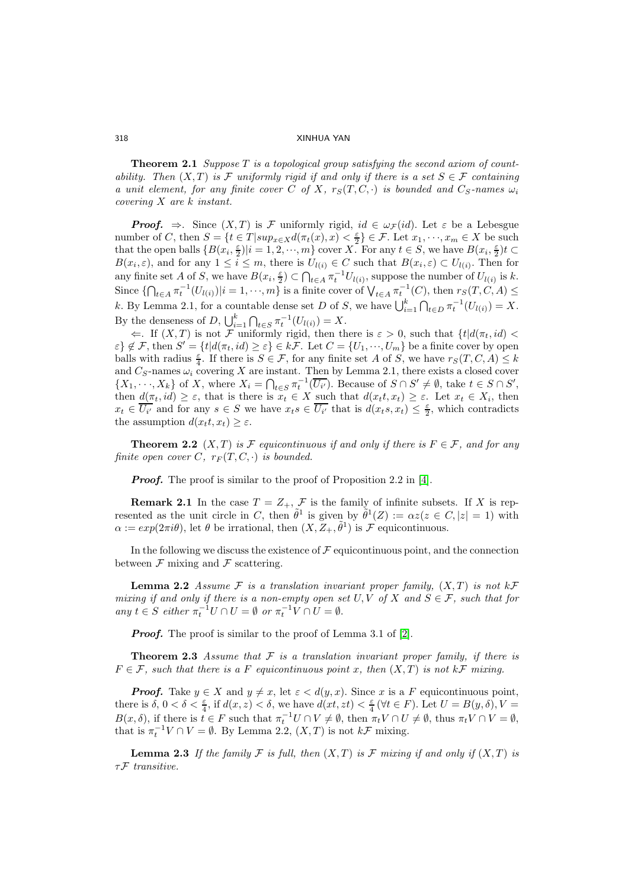**Theorem 2.1** *Suppose $T$ is a topological group satisfying the second axiom of countability. Then $(X,T)$ is $\mathcal{F}$ uniformly rigid if and only if there is a set $S \in \mathcal{F}$ containing a unit element, for any finite cover $C$ of $X$, $r_S(T,C,\cdot)$ is bounded and $C_S$-names $\omega_i$ covering $X$ are $k$ instant.*

***Proof.*** $\Rightarrow$. Since $(X,T)$ is $\mathcal{F}$ uniformly rigid, $id \in \omega_{\mathcal{F}}(id)$. Let $\varepsilon$ be a Lebesgue number of $C$, then $S = \{t \in T | sup_{x\in X} d(\pi_t(x), x) < \frac{\varepsilon}{2}\} \in \mathcal{F}$. Let $x_1, \cdots, x_m \in X$ be such that the open balls $\{B(x_i, \frac{\varepsilon}{2}) | i = 1, 2, \cdots, m\}$ cover $X$. For any $t \in S$, we have $B(x_i, \frac{\varepsilon}{2})t \subset B(x_i, \varepsilon)$, and for any $1 \le i \le m$, there is $U_{l(i)} \in C$ such that $B(x_i, \varepsilon) \subset U_{l(i)}$. Then for any finite set $A$ of $S$, we have $B(x_i, \frac{\varepsilon}{2}) \subset \bigcap_{t\in A} \pi_t^{-1} U_{l(i)}$, suppose the number of $U_{l(i)}$ is $k$. Since $\{\bigcap_{t\in A} \pi_t^{-1}(U_{l(i)}) | i = 1, \cdots, m\}$ is a finite cover of $\bigvee_{t\in A} \pi_t^{-1}(C)$, then $r_S(T, C, A) \le k$. By Lemma 2.1, for a countable dense set $D$ of $S$, we have $\bigcup_{i=1}^k \bigcap_{t\in D} \pi_t^{-1}(U_{l(i)}) = X$. By the denseness of $D$, $\bigcup_{i=1}^k \bigcap_{t\in S} \pi_t^{-1}(U_{l(i)}) = X$.

$\Leftarrow$. If $(X,T)$ is not $\mathcal{F}$ uniformly rigid, then there is $\varepsilon > 0$, such that $\{t | d(\pi_t, id) < \varepsilon\} \notin \mathcal{F}$, then $S' = \{t | d(\pi_t, id) \ge \varepsilon\} \in k\mathcal{F}$. Let $C = \{U_1, \cdots, U_m\}$ be a finite cover by open balls with radius $\frac{\varepsilon}{4}$. If there is $S \in \mathcal{F}$, for any finite set $A$ of $S$, we have $r_S(T, C, A) \le k$ and $C_S$-names $\omega_i$ covering $X$ are instant. Then by Lemma 2.1, there exists a closed cover $\{X_1, \cdots, X_k\}$ of $X$, where $X_i = \bigcap_{t\in S} \pi_t^{-1}(\overline{U_{i'}})$. Because of $S \cap S' \ne \emptyset$, take $t \in S \cap S'$, then $d(\pi_t, id) \ge \varepsilon$, that is there is $x_t \in X$ such that $d(x_t t, x_t) \ge \varepsilon$. Let $x_t \in X_i$, then $x_t \in \overline{U_{i'}}$ and for any $s \in S$ we have $x_t s \in \overline{U_{i'}}$ that is $d(x_t s, x_t) \le \frac{\varepsilon}{2}$, which contradicts the assumption $d(x_t t, x_t) \ge \varepsilon$.

**Theorem 2.2** *$(X,T)$ is $\mathcal{F}$ equicontinuous if and only if there is $F \in \mathcal{F}$, and for any finite open cover $C$, $r_F(T, C, \cdot)$ is bounded.*

***Proof.*** The proof is similar to the proof of Proposition 2.2 in [4].

**Remark 2.1** In the case $T = Z_+$, $\mathcal{F}$ is the family of infinite subsets. If $X$ is represented as the unit circle in $C$, then $\tilde{\theta}^1$ is given by $\tilde{\theta}^1(Z) := \alpha z (z \in C, |z| = 1)$ with $\alpha := exp(2\pi i\theta)$, let $\theta$ be irrational, then $(X, Z_+, \tilde{\theta}^1)$ is $\mathcal{F}$ equicontinuous.

In the following we discuss the existence of $\mathcal{F}$ equicontinuous point, and the connection between $\mathcal{F}$ mixing and $\mathcal{F}$ scattering.

**Lemma 2.2** *Assume $\mathcal{F}$ is a translation invariant proper family, $(X,T)$ is not $k\mathcal{F}$ mixing if and only if there is a non-empty open set $U, V$ of $X$ and $S \in \mathcal{F}$, such that for any $t \in S$ either $\pi_t^{-1} U \cap U = \emptyset$ or $\pi_t^{-1} V \cap U = \emptyset$.*

***Proof.*** The proof is similar to the proof of Lemma 3.1 of [2].

**Theorem 2.3** *Assume that $\mathcal{F}$ is a translation invariant proper family, if there is $F \in \mathcal{F}$, such that there is a $F$ equicontinuous point $x$, then $(X,T)$ is not $k\mathcal{F}$ mixing.*

***Proof.*** Take $y \in X$ and $y \ne x$, let $\varepsilon < d(y,x)$. Since $x$ is a $F$ equicontinuous point, there is $\delta$, $0 < \delta < \frac{\varepsilon}{4}$, if $d(x,z) < \delta$, we have $d(xt, zt) < \frac{\varepsilon}{4}\, (\forall t \in F)$. Let $U = B(y, \delta), V = B(x, \delta)$, if there is $t \in F$ such that $\pi_t^{-1} U \cap V \ne \emptyset$, then $\pi_t V \cap U \ne \emptyset$, thus $\pi_t V \cap V = \emptyset$, that is $\pi_t^{-1} V \cap V = \emptyset$. By Lemma 2.2, $(X,T)$ is not $k\mathcal{F}$ mixing.

**Lemma 2.3** *If the family $\mathcal{F}$ is full, then $(X,T)$ is $\mathcal{F}$ mixing if and only if $(X,T)$ is $\tau\mathcal{F}$ transitive.*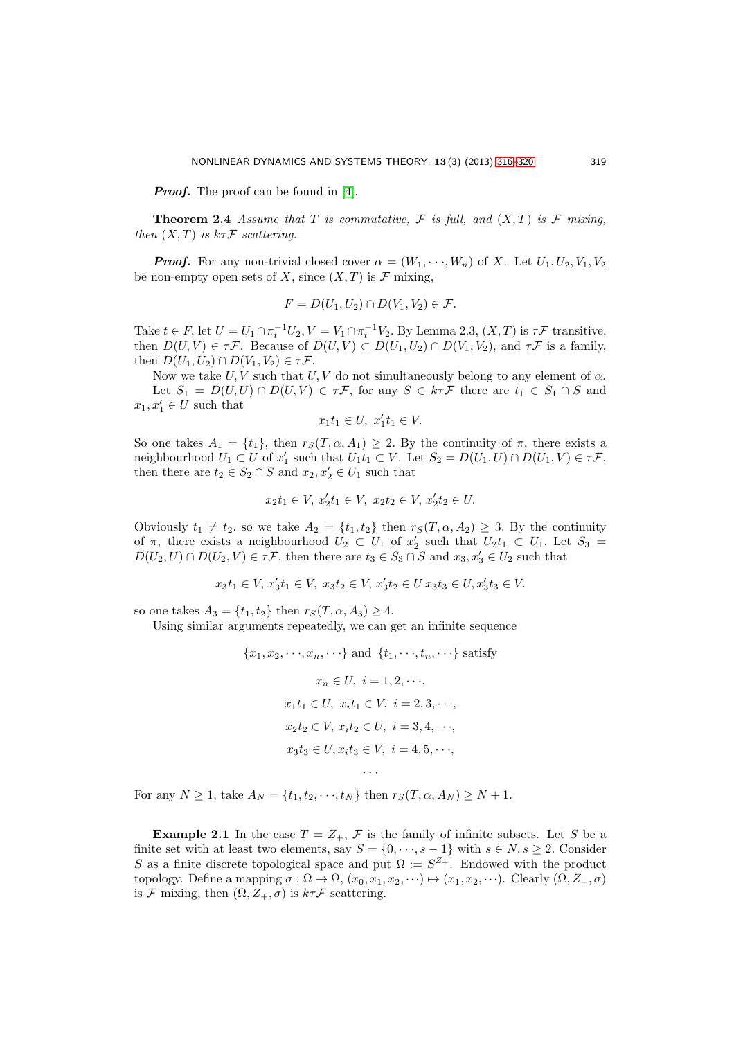***Proof.*** The proof can be found in [4].

**Theorem 2.4** *Assume that $T$ is commutative, $\mathcal{F}$ is full, and $(X,T)$ is $\mathcal{F}$ mixing, then $(X,T)$ is $k\tau\mathcal{F}$ scattering.*

***Proof.*** For any non-trivial closed cover $\alpha = (W_1, \cdots, W_n)$ of $X$. Let $U_1, U_2, V_1, V_2$ be non-empty open sets of $X$, since $(X,T)$ is $\mathcal{F}$ mixing,

$$F = D(U_1, U_2) \cap D(V_1, V_2) \in \mathcal{F}.$$

Take $t \in F$, let $U = U_1 \cap \pi_t^{-1} U_2, V = V_1 \cap \pi_t^{-1} V_2$. By Lemma 2.3, $(X,T)$ is $\tau\mathcal{F}$ transitive, then $D(U,V) \in \tau\mathcal{F}$. Because of $D(U,V) \subset D(U_1,U_2) \cap D(V_1,V_2)$, and $\tau\mathcal{F}$ is a family, then $D(U_1,U_2) \cap D(V_1,V_2) \in \tau\mathcal{F}$.

Now we take $U, V$ such that $U, V$ do not simultaneously belong to any element of $\alpha$.

Let $S_1 = D(U,U) \cap D(U,V) \in \tau\mathcal{F}$, for any $S \in k\tau\mathcal{F}$ there are $t_1 \in S_1 \cap S$ and $x_1, x_1' \in U$ such that

$$x_1 t_1 \in U, \; x_1' t_1 \in V.$$

So one takes $A_1 = \{t_1\}$, then $r_S(T, \alpha, A_1) \geq 2$. By the continuity of $\pi$, there exists a neighbourhood $U_1 \subset U$ of $x_1'$ such that $U_1 t_1 \subset V$. Let $S_2 = D(U_1, U) \cap D(U_1, V) \in \tau\mathcal{F}$, then there are $t_2 \in S_2 \cap S$ and $x_2, x_2' \in U_1$ such that

$$x_2 t_1 \in V, \; x_2' t_1 \in V, \; x_2 t_2 \in V, \; x_2' t_2 \in U.$$

Obviously $t_1 \neq t_2$. so we take $A_2 = \{t_1, t_2\}$ then $r_S(T, \alpha, A_2) \geq 3$. By the continuity of $\pi$, there exists a neighbourhood $U_2 \subset U_1$ of $x_2'$ such that $U_2 t_1 \subset U_1$. Let $S_3 = D(U_2, U) \cap D(U_2, V) \in \tau\mathcal{F}$, then there are $t_3 \in S_3 \cap S$ and $x_3, x_3' \in U_2$ such that

$$x_3 t_1 \in V, x_3' t_1 \in V, \; x_3 t_2 \in V, x_3' t_2 \in U \, x_3 t_3 \in U, x_3' t_3 \in V.$$

so one takes $A_3 = \{t_1, t_2\}$ then $r_S(T, \alpha, A_3) \geq 4$.

Using similar arguments repeatedly, we can get an infinite sequence

$$\{x_1, x_2, \cdots, x_n, \cdots\} \text{ and } \{t_1, \cdots, t_n, \cdots\} \text{ satisfy}$$

$$x_n \in U, \; i = 1, 2, \cdots,$$

$$x_1 t_1 \in U, \; x_i t_1 \in V, \; i = 2, 3, \cdots,$$

$$x_2 t_2 \in V, x_i t_2 \in U, \; i = 3, 4, \cdots,$$

$$x_3 t_3 \in U, x_i t_3 \in V, \; i = 4, 5, \cdots,$$

$$\cdots$$

For any $N \geq 1$, take $A_N = \{t_1, t_2, \cdots, t_N\}$ then $r_S(T, \alpha, A_N) \geq N + 1$.

**Example 2.1** In the case $T = Z_+$, $\mathcal{F}$ is the family of infinite subsets. Let $S$ be a finite set with at least two elements, say $S = \{0, \cdots, s-1\}$ with $s \in N, s \geq 2$. Consider $S$ as a finite discrete topological space and put $\Omega := S^{Z_+}$. Endowed with the product topology. Define a mapping $\sigma : \Omega \to \Omega$, $(x_0, x_1, x_2, \cdots) \mapsto (x_1, x_2, \cdots)$. Clearly $(\Omega, Z_+, \sigma)$ is $\mathcal{F}$ mixing, then $(\Omega, Z_+, \sigma)$ is $k\tau\mathcal{F}$ scattering.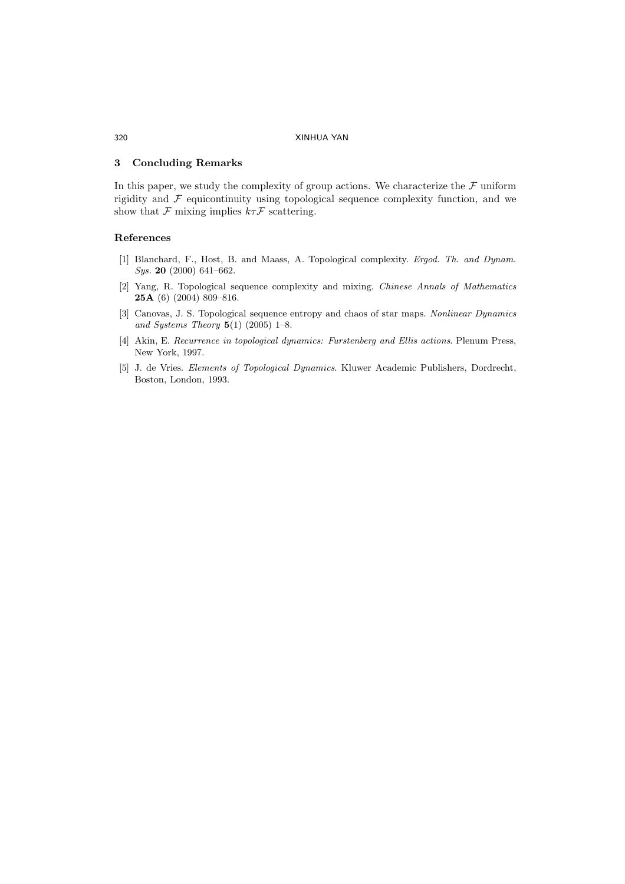## 3 Concluding Remarks

In this paper, we study the complexity of group actions. We characterize the $\mathcal{F}$ uniform rigidity and $\mathcal{F}$ equicontinuity using topological sequence complexity function, and we show that $\mathcal{F}$ mixing implies $k\tau\mathcal{F}$ scattering.

### References

[1] Blanchard, F., Host, B. and Maass, A. Topological complexity. *Ergod. Th. and Dynam. Sys.* **20** (2000) 641–662.

[2] Yang, R. Topological sequence complexity and mixing. *Chinese Annals of Mathematics* **25A** (6) (2004) 809–816.

[3] Canovas, J. S. Topological sequence entropy and chaos of star maps. *Nonlinear Dynamics and Systems Theory* **5**(1) (2005) 1–8.

[4] Akin, E. *Recurrence in topological dynamics: Furstenberg and Ellis actions*. Plenum Press, New York, 1997.

[5] J. de Vries. *Elements of Topological Dynamics*. Kluwer Academic Publishers, Dordrecht, Boston, London, 1993.